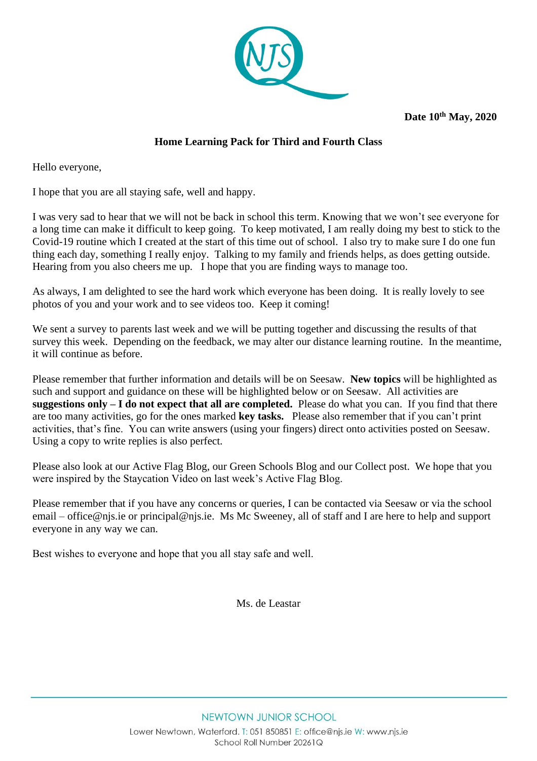**Date 10th May, 2020**

**Home Learning Pack for Third and Fourth Class**

Hello everyone,

I hope that you are all staying safe, well and happy.

I was very sad to hear that we will not be back in school this term. Knowing that we won't see everyone for a long time can make it difficult to keep going. To keep motivated, I am really doing my best to stick to the Covid-19 routine which I created at the start of this time out of school. I also try to make sure I do one fun thing each day, something I really enjoy. Talking to my family and friends helps, as does getting outside. Hearing from you also cheers me up. I hope that you are finding ways to manage too.

As always, I am delighted to see the hard work which everyone has been doing. It is really lovely to see photos of you and your work and to see videos too. Keep it coming!

We sent a survey to parents last week and we will be putting together and discussing the results of that survey this week. Depending on the feedback, we may alter our distance learning routine. In the meantime, it will continue as before.

Please remember that further information and details will be on Seesaw. **New topics** will be highlighted as such and support and guidance on these will be highlighted below or on Seesaw. All activities are **suggestions only – I do not expect that all are completed.** Please do what you can. If you find that there are too many activities, go for the ones marked **key tasks.** Please also remember that if you can't print activities, that's fine. You can write answers (using your fingers) direct onto activities posted on Seesaw. Using a copy to write replies is also perfect.

Please also look at our Active Flag Blog, our Green Schools Blog and our Collect post. We hope that you were inspired by the Staycation Video on last week's Active Flag Blog.

Please remember that if you have any concerns or queries, I can be contacted via Seesaw or via the school email – office@njs.ie or principal@njs.ie. Ms Mc Sweeney, all of staff and I are here to help and support everyone in any way we can.

Best wishes to everyone and hope that you all stay safe and well.

Ms. de Leastar

NEWTOWN JUNIOR SCHOOL

Lower Newtown, Waterford. T: 051 850851 E: office@njs.ie W: www.njs.ie
School Roll Number 20261Q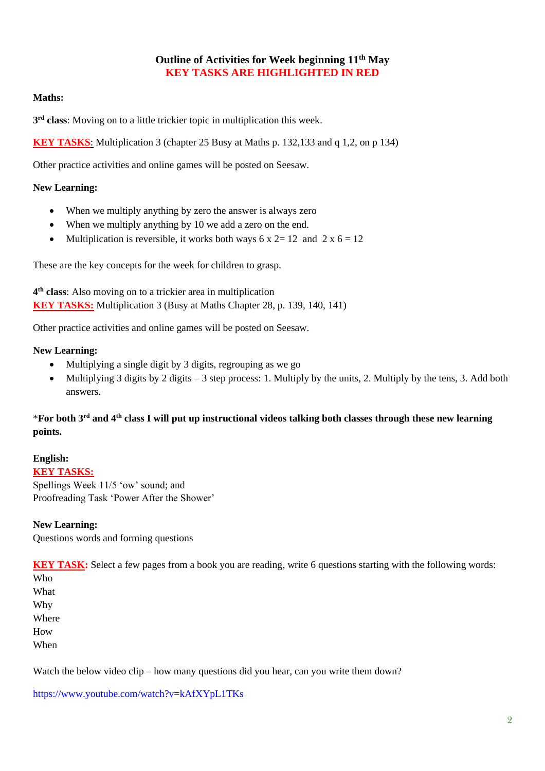## Outline of Activities for Week beginning 11th May

**KEY TASKS ARE HIGHLIGHTED IN RED**

**Maths:**

**3rd class**: Moving on to a little trickier topic in multiplication this week.

**KEY TASKS**: Multiplication 3 (chapter 25 Busy at Maths p. 132,133 and q 1,2, on p 134)

Other practice activities and online games will be posted on Seesaw.

**New Learning:**

- When we multiply anything by zero the answer is always zero
- When we multiply anything by 10 we add a zero on the end.
- Multiplication is reversible, it works both ways 6 x 2= 12 and 2 x 6 = 12

These are the key concepts for the week for children to grasp.

**4th class**: Also moving on to a trickier area in multiplication
**KEY TASKS:** Multiplication 3 (Busy at Maths Chapter 28, p. 139, 140, 141)

Other practice activities and online games will be posted on Seesaw.

**New Learning:**

- Multiplying a single digit by 3 digits, regrouping as we go
- Multiplying 3 digits by 2 digits – 3 step process: 1. Multiply by the units, 2. Multiply by the tens, 3. Add both answers.

***For both 3rd and 4th class I will put up instructional videos talking both classes through these new learning points.**

**English:**
**KEY TASKS:**
Spellings Week 11/5 'ow' sound; and
Proofreading Task 'Power After the Shower'

**New Learning:**
Questions words and forming questions

**KEY TASK:** Select a few pages from a book you are reading, write 6 questions starting with the following words:
Who
What
Why
Where
How
When

Watch the below video clip – how many questions did you hear, can you write them down?

https://www.youtube.com/watch?v=kAfXYpL1TKs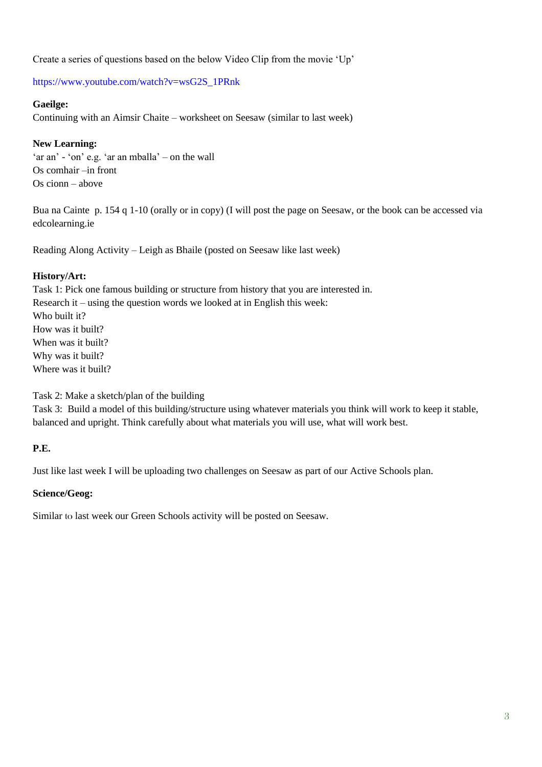Create a series of questions based on the below Video Clip from the movie 'Up'

https://www.youtube.com/watch?v=wsG2S_1PRnk

**Gaeilge:**
Continuing with an Aimsir Chaite – worksheet on Seesaw (similar to last week)

**New Learning:**
'ar an' - 'on' e.g. 'ar an mballa' – on the wall
Os comhair –in front
Os cionn – above

Bua na Cainte p. 154 q 1-10 (orally or in copy) (I will post the page on Seesaw, or the book can be accessed via edcolearning.ie

Reading Along Activity – Leigh as Bhaile (posted on Seesaw like last week)

**History/Art:**
Task 1: Pick one famous building or structure from history that you are interested in.
Research it – using the question words we looked at in English this week:
Who built it?
How was it built?
When was it built?
Why was it built?
Where was it built?

Task 2: Make a sketch/plan of the building
Task 3: Build a model of this building/structure using whatever materials you think will work to keep it stable, balanced and upright. Think carefully about what materials you will use, what will work best.

**P.E.**

Just like last week I will be uploading two challenges on Seesaw as part of our Active Schools plan.

**Science/Geog:**

Similar to last week our Green Schools activity will be posted on Seesaw.